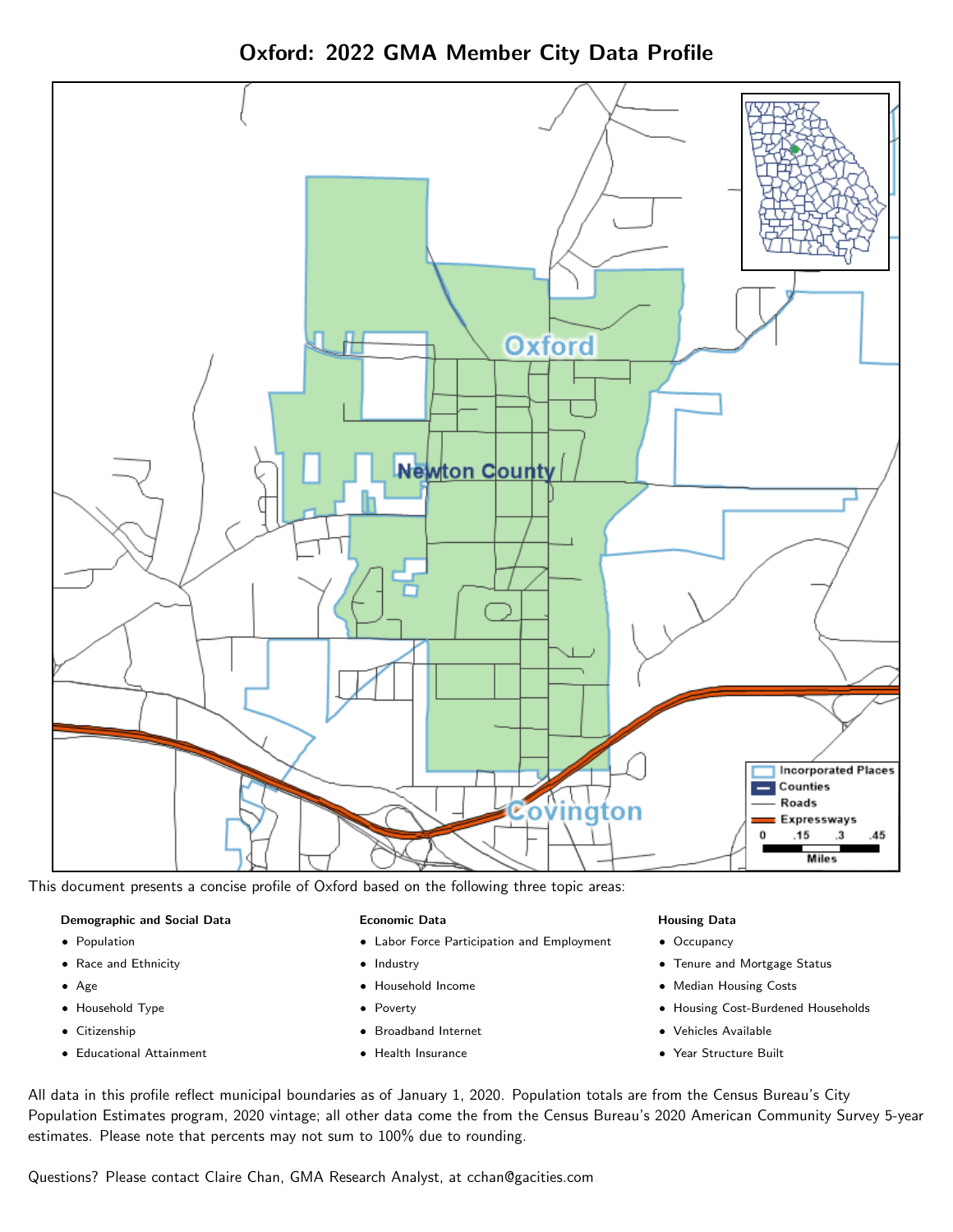# Oxford: 2022 GMA Member City Data Profile

This document presents a concise profile of Oxford based on the following three topic areas:

**Demographic and Social Data**

- Population
- Race and Ethnicity
- Age
- Household Type
- Citizenship
- Educational Attainment

**Economic Data**

- Labor Force Participation and Employment
- Industry
- Household Income
- Poverty
- Broadband Internet
- Health Insurance

**Housing Data**

- Occupancy
- Tenure and Mortgage Status
- Median Housing Costs
- Housing Cost-Burdened Households
- Vehicles Available
- Year Structure Built

All data in this profile reflect municipal boundaries as of January 1, 2020. Population totals are from the Census Bureau's City Population Estimates program, 2020 vintage; all other data come the from the Census Bureau's 2020 American Community Survey 5-year estimates. Please note that percents may not sum to 100% due to rounding.

Questions? Please contact Claire Chan, GMA Research Analyst, at cchan@gacities.com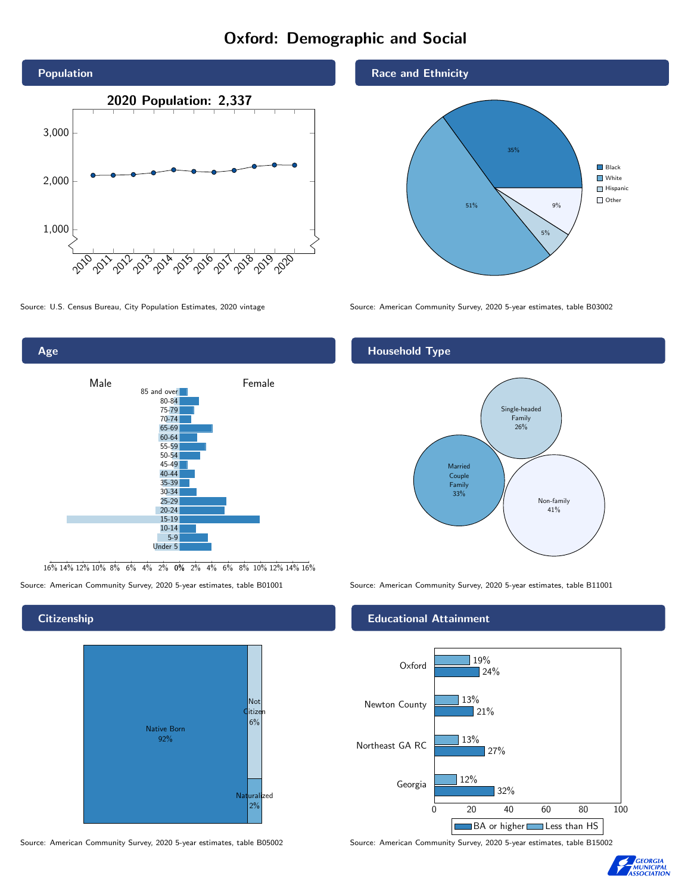# Oxford: Demographic and Social

## Population

2020 Population: 2,337

Source: U.S. Census Bureau, City Population Estimates, 2020 vintage

## Race and Ethnicity

| Race/Ethnicity | Share |
| --- | --- |
| Black | 35% |
| White | 51% |
| Hispanic | 5% |
| Other | 9% |

Source: American Community Survey, 2020 5-year estimates, table B03002

## Age

Male / Female

Age groups: 85 and over, 80-84, 75-79, 70-74, 65-69, 60-64, 55-59, 50-54, 45-49, 40-44, 35-39, 30-34, 25-29, 20-24, 15-19, 10-14, 5-9, Under 5

Source: American Community Survey, 2020 5-year estimates, table B01001

## Household Type

| Household Type | Share |
| --- | --- |
| Single-headed Family | 26% |
| Married Couple Family | 33% |
| Non-family | 41% |

Source: American Community Survey, 2020 5-year estimates, table B11001

## Citizenship

| Citizenship | Share |
| --- | --- |
| Native Born | 92% |
| Not Citizen | 6% |
| Naturalized | 2% |

Source: American Community Survey, 2020 5-year estimates, table B05002

## Educational Attainment

| Area | Less than HS | BA or higher |
| --- | --- | --- |
| Oxford | 19% | 24% |
| Newton County | 13% | 21% |
| Northeast GA RC | 13% | 27% |
| Georgia | 12% | 32% |

Source: American Community Survey, 2020 5-year estimates, table B15002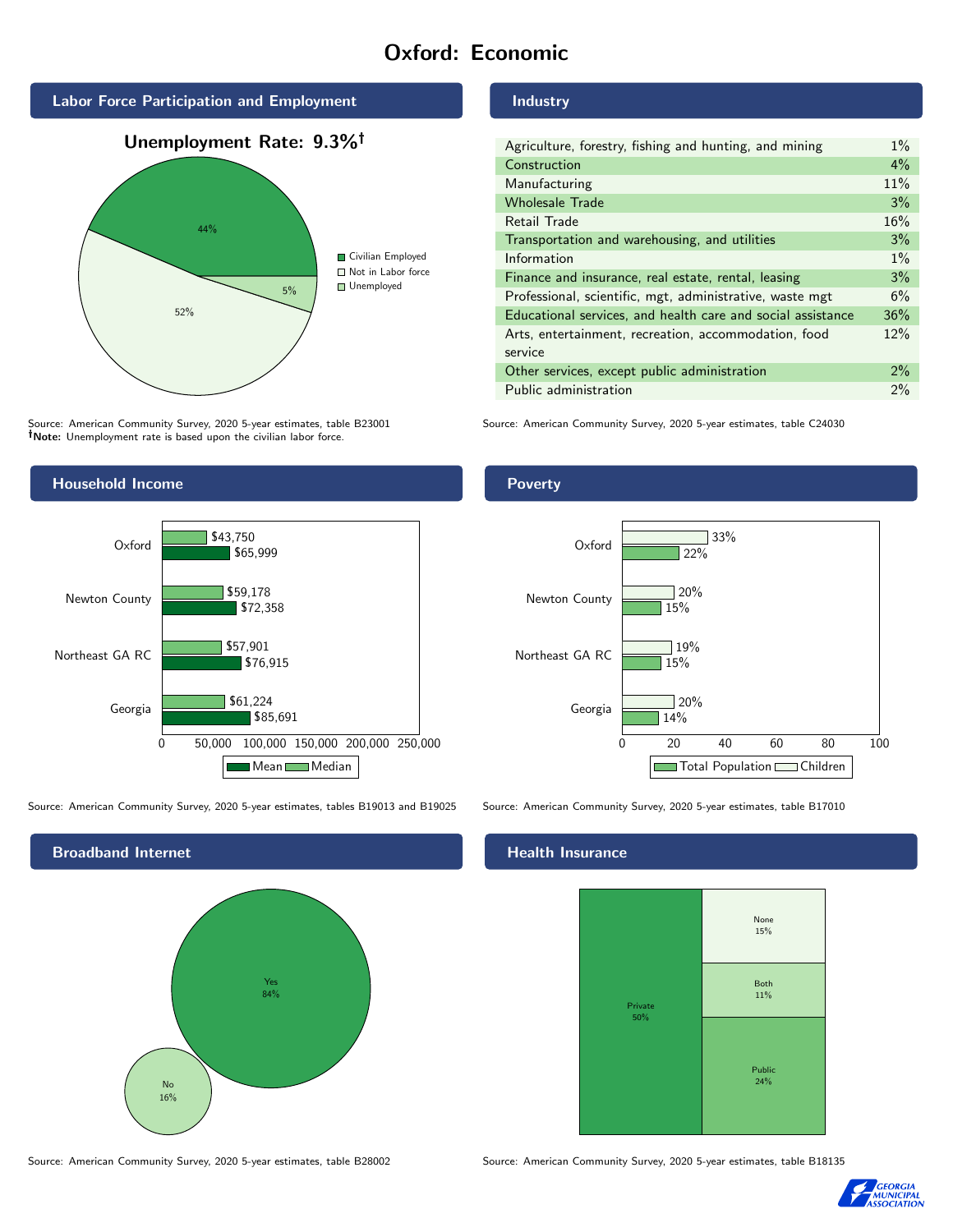# Oxford: Economic

## Labor Force Participation and Employment

**Unemployment Rate: 9.3%†**

| Category | Percent |
|---|---|
| Civilian Employed | 44% |
| Not in Labor force | 52% |
| Unemployed | 5% |

Source: American Community Survey, 2020 5-year estimates, table B23001
**†Note:** Unemployment rate is based upon the civilian labor force.

## Industry

| Industry | Percent |
|---|---|
| Agriculture, forestry, fishing and hunting, and mining | 1% |
| Construction | 4% |
| Manufacturing | 11% |
| Wholesale Trade | 3% |
| Retail Trade | 16% |
| Transportation and warehousing, and utilities | 3% |
| Information | 1% |
| Finance and insurance, real estate, rental, leasing | 3% |
| Professional, scientific, mgt, administrative, waste mgt | 6% |
| Educational services, and health care and social assistance | 36% |
| Arts, entertainment, recreation, accommodation, food service | 12% |
| Other services, except public administration | 2% |
| Public administration | 2% |

Source: American Community Survey, 2020 5-year estimates, table C24030

## Household Income

| | Median | Mean |
|---|---|---|
| Oxford | $43,750 | $65,999 |
| Newton County | $59,178 | $72,358 |
| Northeast GA RC | $57,901 | $76,915 |
| Georgia | $61,224 | $85,691 |

Source: American Community Survey, 2020 5-year estimates, tables B19013 and B19025

## Poverty

| | Children | Total Population |
|---|---|---|
| Oxford | 33% | 22% |
| Newton County | 20% | 15% |
| Northeast GA RC | 19% | 15% |
| Georgia | 20% | 14% |

Source: American Community Survey, 2020 5-year estimates, table B17010

## Broadband Internet

| | Percent |
|---|---|
| Yes | 84% |
| No | 16% |

Source: American Community Survey, 2020 5-year estimates, table B28002

## Health Insurance

| | Percent |
|---|---|
| Private | 50% |
| Public | 24% |
| Both | 11% |
| None | 15% |

Source: American Community Survey, 2020 5-year estimates, table B18135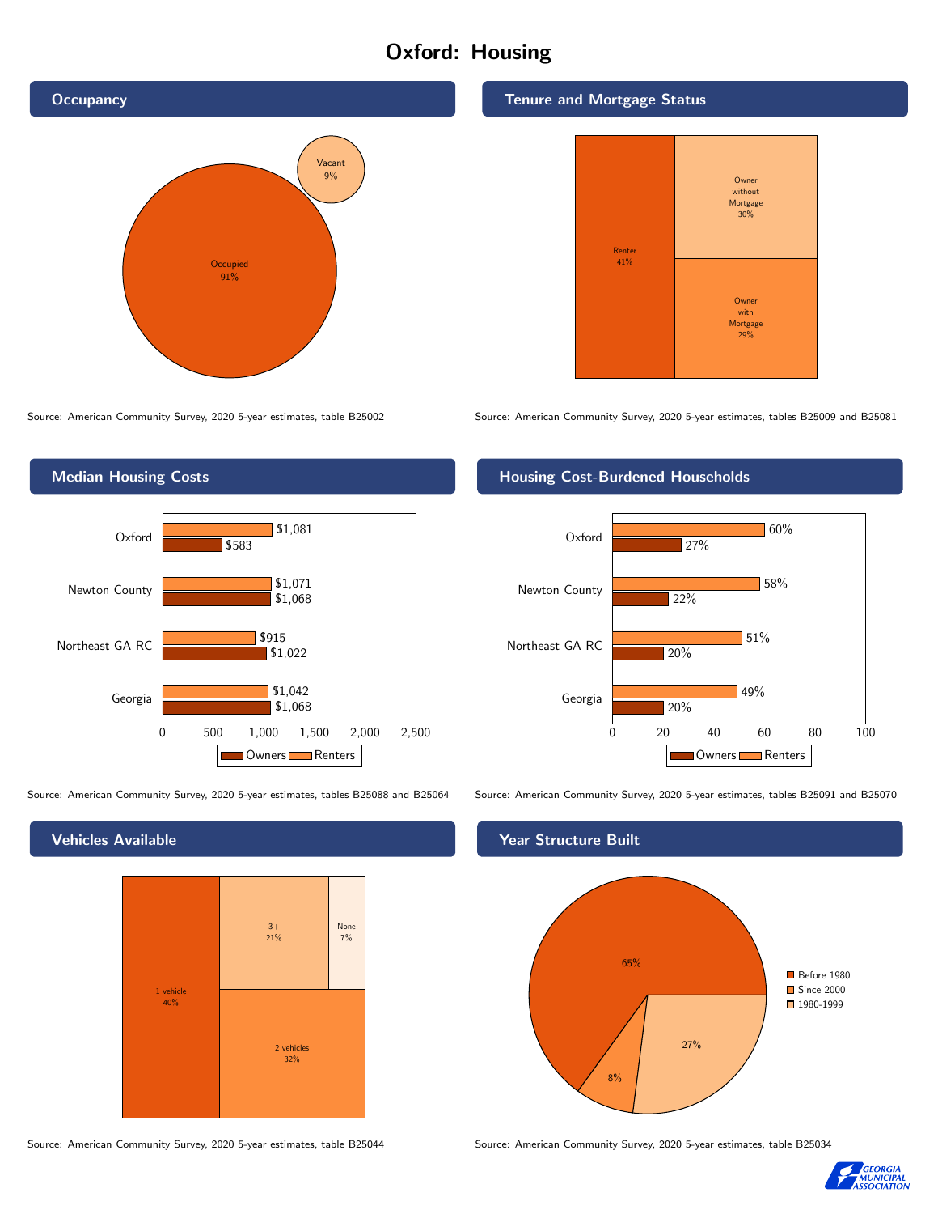# Oxford: Housing

## Occupancy

Vacant
9%

Occupied
91%

Source: American Community Survey, 2020 5-year estimates, table B25002

## Tenure and Mortgage Status

Renter
41%

Owner
without
Mortgage
30%

Owner
with
Mortgage
29%

Source: American Community Survey, 2020 5-year estimates, tables B25009 and B25081

## Median Housing Costs

Oxford
$1,081
$583

Newton County
$1,071
$1,068

Northeast GA RC
$915
$1,022

Georgia
$1,042
$1,068

0 500 1,000 1,500 2,000 2,500

Owners Renters

Source: American Community Survey, 2020 5-year estimates, tables B25088 and B25064

## Housing Cost-Burdened Households

Oxford
60%
27%

Newton County
58%
22%

Northeast GA RC
51%
20%

Georgia
49%
20%

0 20 40 60 80 100

Owners Renters

Source: American Community Survey, 2020 5-year estimates, tables B25091 and B25070

## Vehicles Available

1 vehicle
40%

3+
21%

None
7%

2 vehicles
32%

Source: American Community Survey, 2020 5-year estimates, table B25044

## Year Structure Built

65%
8%
27%

Before 1980
Since 2000
1980-1999

Source: American Community Survey, 2020 5-year estimates, table B25034